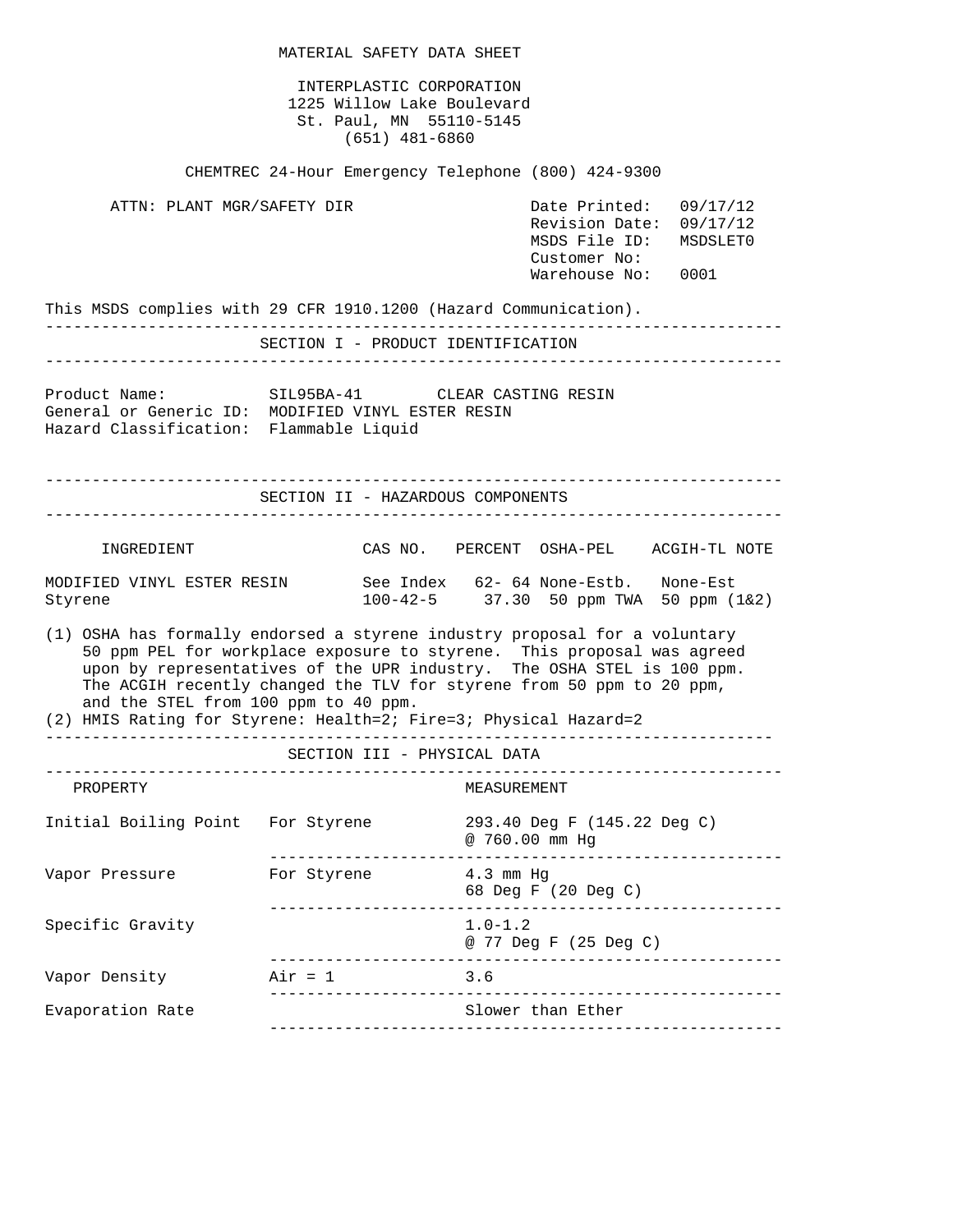# MATERIAL SAFETY DATA SHEET

INTERPLASTIC CORPORATION
1225 Willow Lake Boulevard
St. Paul, MN 55110-5145
(651) 481-6860

CHEMTREC 24-Hour Emergency Telephone (800) 424-9300

ATTN: PLANT MGR/SAFETY DIR

| | |
|---|---|
| Date Printed: | 09/17/12 |
| Revision Date: | 09/17/12 |
| MSDS File ID: | MSDSLET0 |
| Customer No: | |
| Warehouse No: | 0001 |

This MSDS complies with 29 CFR 1910.1200 (Hazard Communication).

## SECTION I - PRODUCT IDENTIFICATION

Product Name: SIL95BA-41 CLEAR CASTING RESIN
General or Generic ID: MODIFIED VINYL ESTER RESIN
Hazard Classification: Flammable Liquid

## SECTION II - HAZARDOUS COMPONENTS

| INGREDIENT | CAS NO. | PERCENT | OSHA-PEL | ACGIH-TL | NOTE |
|---|---|---|---|---|---|
| MODIFIED VINYL ESTER RESIN | See Index | 62- 64 | None-Estb. | None-Est | |
| Styrene | 100-42-5 | 37.30 | 50 ppm TWA | 50 ppm | (1&2) |

(1) OSHA has formally endorsed a styrene industry proposal for a voluntary 50 ppm PEL for workplace exposure to styrene. This proposal was agreed upon by representatives of the UPR industry. The OSHA STEL is 100 ppm. The ACGIH recently changed the TLV for styrene from 50 ppm to 20 ppm, and the STEL from 100 ppm to 40 ppm.
(2) HMIS Rating for Styrene: Health=2; Fire=3; Physical Hazard=2

## SECTION III - PHYSICAL DATA

| PROPERTY | | MEASUREMENT |
|---|---|---|
| Initial Boiling Point | For Styrene | 293.40 Deg F (145.22 Deg C) @ 760.00 mm Hg |
| Vapor Pressure | For Styrene | 4.3 mm Hg 68 Deg F (20 Deg C) |
| Specific Gravity | | 1.0-1.2 @ 77 Deg F (25 Deg C) |
| Vapor Density | Air = 1 | 3.6 |
| Evaporation Rate | | Slower than Ether |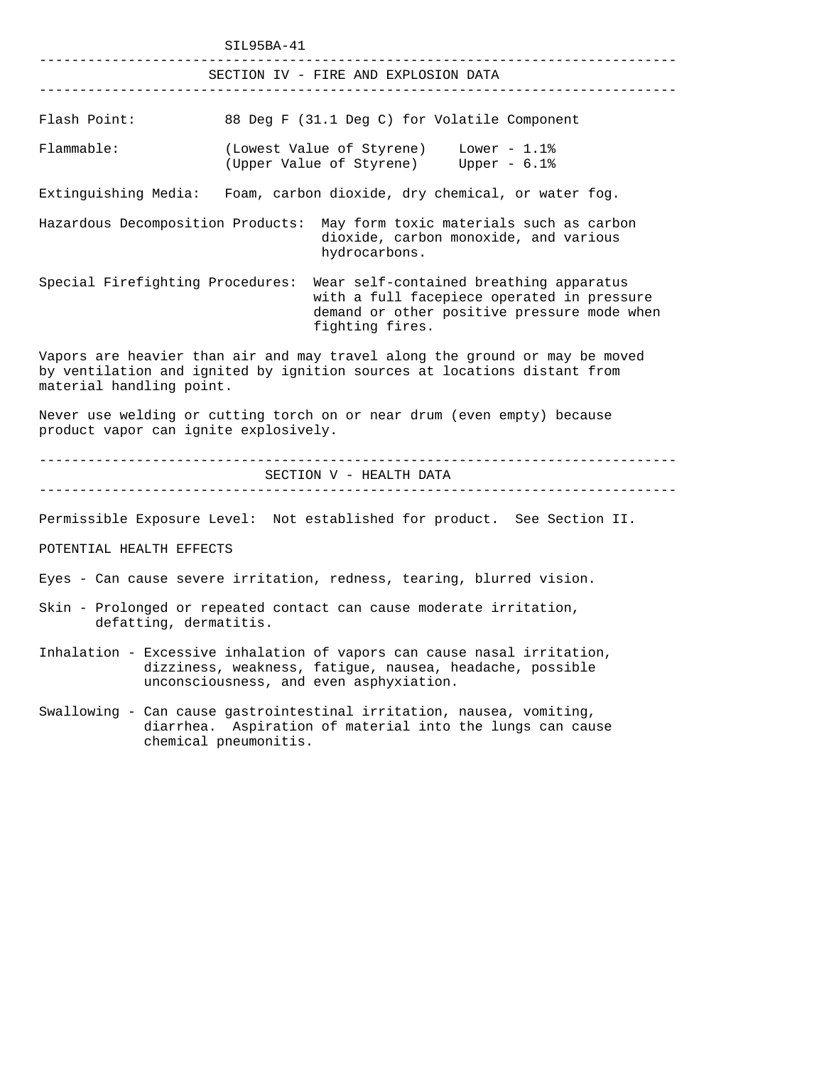SIL95BA-41

## SECTION IV - FIRE AND EXPLOSION DATA

Flash Point: 88 Deg F (31.1 Deg C) for Volatile Component

Flammable: (Lowest Value of Styrene) Lower - 1.1%
(Upper Value of Styrene) Upper - 6.1%

Extinguishing Media: Foam, carbon dioxide, dry chemical, or water fog.

Hazardous Decomposition Products: May form toxic materials such as carbon dioxide, carbon monoxide, and various hydrocarbons.

Special Firefighting Procedures: Wear self-contained breathing apparatus with a full facepiece operated in pressure demand or other positive pressure mode when fighting fires.

Vapors are heavier than air and may travel along the ground or may be moved by ventilation and ignited by ignition sources at locations distant from material handling point.

Never use welding or cutting torch on or near drum (even empty) because product vapor can ignite explosively.

## SECTION V - HEALTH DATA

Permissible Exposure Level: Not established for product. See Section II.

POTENTIAL HEALTH EFFECTS

Eyes - Can cause severe irritation, redness, tearing, blurred vision.

Skin - Prolonged or repeated contact can cause moderate irritation, defatting, dermatitis.

Inhalation - Excessive inhalation of vapors can cause nasal irritation, dizziness, weakness, fatigue, nausea, headache, possible unconsciousness, and even asphyxiation.

Swallowing - Can cause gastrointestinal irritation, nausea, vomiting, diarrhea. Aspiration of material into the lungs can cause chemical pneumonitis.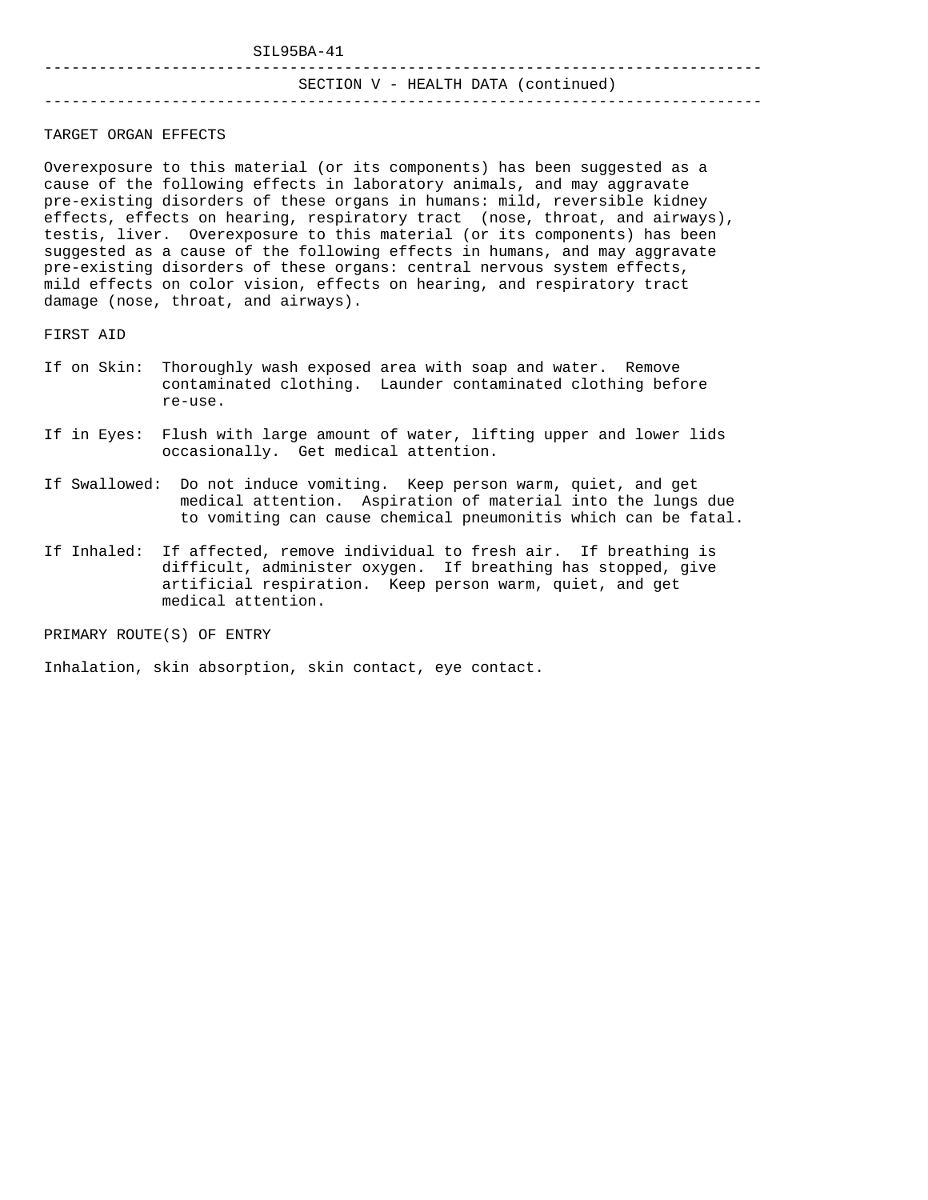## SECTION V - HEALTH DATA (continued)

### TARGET ORGAN EFFECTS

Overexposure to this material (or its components) has been suggested as a cause of the following effects in laboratory animals, and may aggravate pre-existing disorders of these organs in humans: mild, reversible kidney effects, effects on hearing, respiratory tract (nose, throat, and airways), testis, liver. Overexposure to this material (or its components) has been suggested as a cause of the following effects in humans, and may aggravate pre-existing disorders of these organs: central nervous system effects, mild effects on color vision, effects on hearing, and respiratory tract damage (nose, throat, and airways).

### FIRST AID

If on Skin: Thoroughly wash exposed area with soap and water. Remove contaminated clothing. Launder contaminated clothing before re-use.

If in Eyes: Flush with large amount of water, lifting upper and lower lids occasionally. Get medical attention.

If Swallowed: Do not induce vomiting. Keep person warm, quiet, and get medical attention. Aspiration of material into the lungs due to vomiting can cause chemical pneumonitis which can be fatal.

If Inhaled: If affected, remove individual to fresh air. If breathing is difficult, administer oxygen. If breathing has stopped, give artificial respiration. Keep person warm, quiet, and get medical attention.

### PRIMARY ROUTE(S) OF ENTRY

Inhalation, skin absorption, skin contact, eye contact.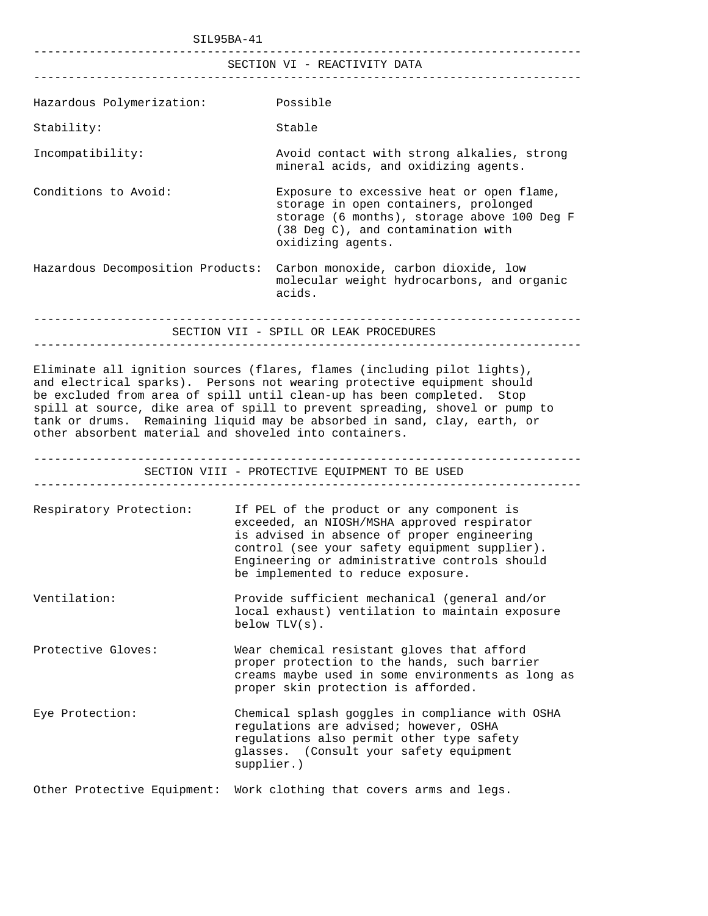## SECTION VI - REACTIVITY DATA

**Hazardous Polymerization:** Possible

**Stability:** Stable

**Incompatibility:** Avoid contact with strong alkalies, strong mineral acids, and oxidizing agents.

**Conditions to Avoid:** Exposure to excessive heat or open flame, storage in open containers, prolonged storage (6 months), storage above 100 Deg F (38 Deg C), and contamination with oxidizing agents.

**Hazardous Decomposition Products:** Carbon monoxide, carbon dioxide, low molecular weight hydrocarbons, and organic acids.

## SECTION VII - SPILL OR LEAK PROCEDURES

Eliminate all ignition sources (flares, flames (including pilot lights), and electrical sparks). Persons not wearing protective equipment should be excluded from area of spill until clean-up has been completed. Stop spill at source, dike area of spill to prevent spreading, shovel or pump to tank or drums. Remaining liquid may be absorbed in sand, clay, earth, or other absorbent material and shoveled into containers.

## SECTION VIII - PROTECTIVE EQUIPMENT TO BE USED

**Respiratory Protection:** If PEL of the product or any component is exceeded, an NIOSH/MSHA approved respirator is advised in absence of proper engineering control (see your safety equipment supplier). Engineering or administrative controls should be implemented to reduce exposure.

**Ventilation:** Provide sufficient mechanical (general and/or local exhaust) ventilation to maintain exposure below TLV(s).

**Protective Gloves:** Wear chemical resistant gloves that afford proper protection to the hands, such barrier creams maybe used in some environments as long as proper skin protection is afforded.

**Eye Protection:** Chemical splash goggles in compliance with OSHA regulations are advised; however, OSHA regulations also permit other type safety glasses. (Consult your safety equipment supplier.)

**Other Protective Equipment:** Work clothing that covers arms and legs.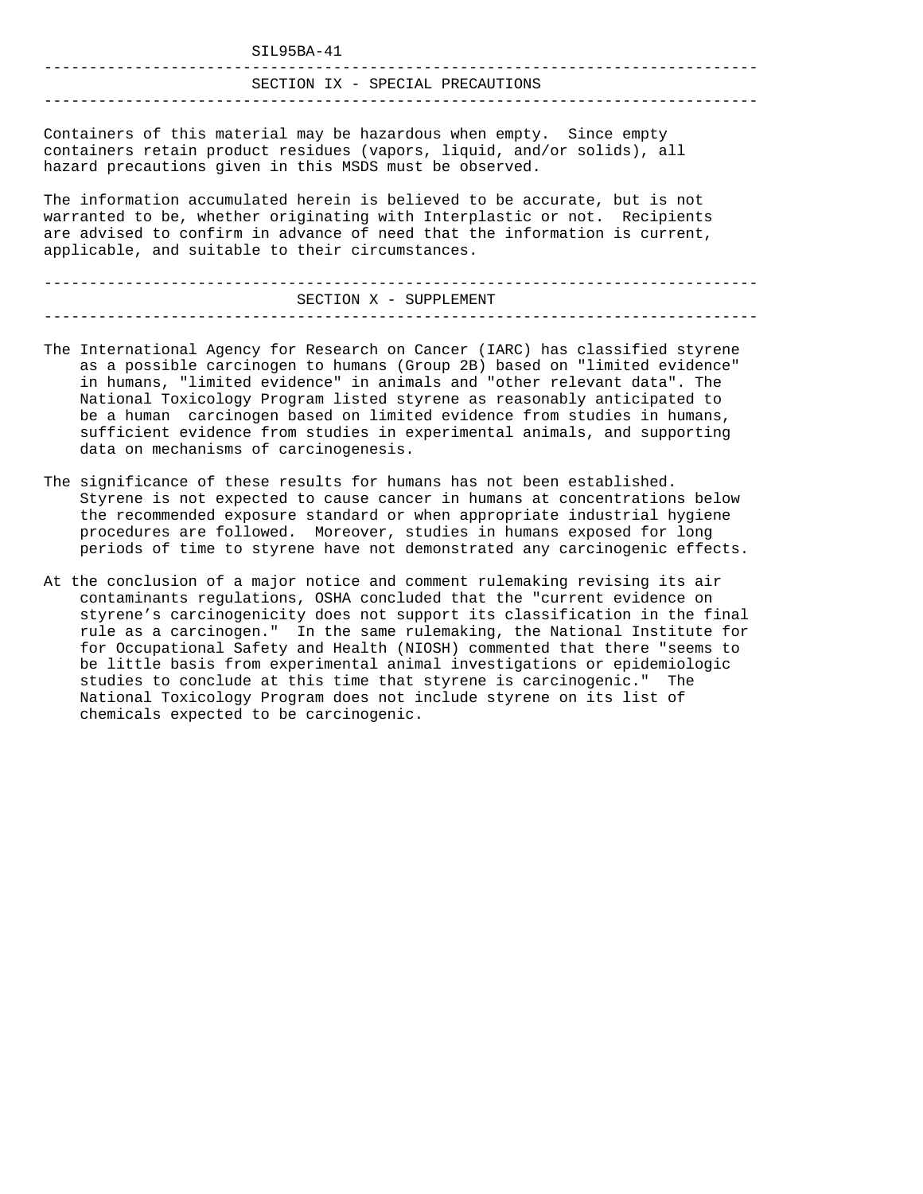SIL95BA-41

## SECTION IX - SPECIAL PRECAUTIONS

Containers of this material may be hazardous when empty. Since empty containers retain product residues (vapors, liquid, and/or solids), all hazard precautions given in this MSDS must be observed.

The information accumulated herein is believed to be accurate, but is not warranted to be, whether originating with Interplastic or not. Recipients are advised to confirm in advance of need that the information is current, applicable, and suitable to their circumstances.

## SECTION X - SUPPLEMENT

The International Agency for Research on Cancer (IARC) has classified styrene as a possible carcinogen to humans (Group 2B) based on "limited evidence" in humans, "limited evidence" in animals and "other relevant data". The National Toxicology Program listed styrene as reasonably anticipated to be a human carcinogen based on limited evidence from studies in humans, sufficient evidence from studies in experimental animals, and supporting data on mechanisms of carcinogenesis.

The significance of these results for humans has not been established. Styrene is not expected to cause cancer in humans at concentrations below the recommended exposure standard or when appropriate industrial hygiene procedures are followed. Moreover, studies in humans exposed for long periods of time to styrene have not demonstrated any carcinogenic effects.

At the conclusion of a major notice and comment rulemaking revising its air contaminants regulations, OSHA concluded that the "current evidence on styrene's carcinogenicity does not support its classification in the final rule as a carcinogen." In the same rulemaking, the National Institute for for Occupational Safety and Health (NIOSH) commented that there "seems to be little basis from experimental animal investigations or epidemiologic studies to conclude at this time that styrene is carcinogenic." The National Toxicology Program does not include styrene on its list of chemicals expected to be carcinogenic.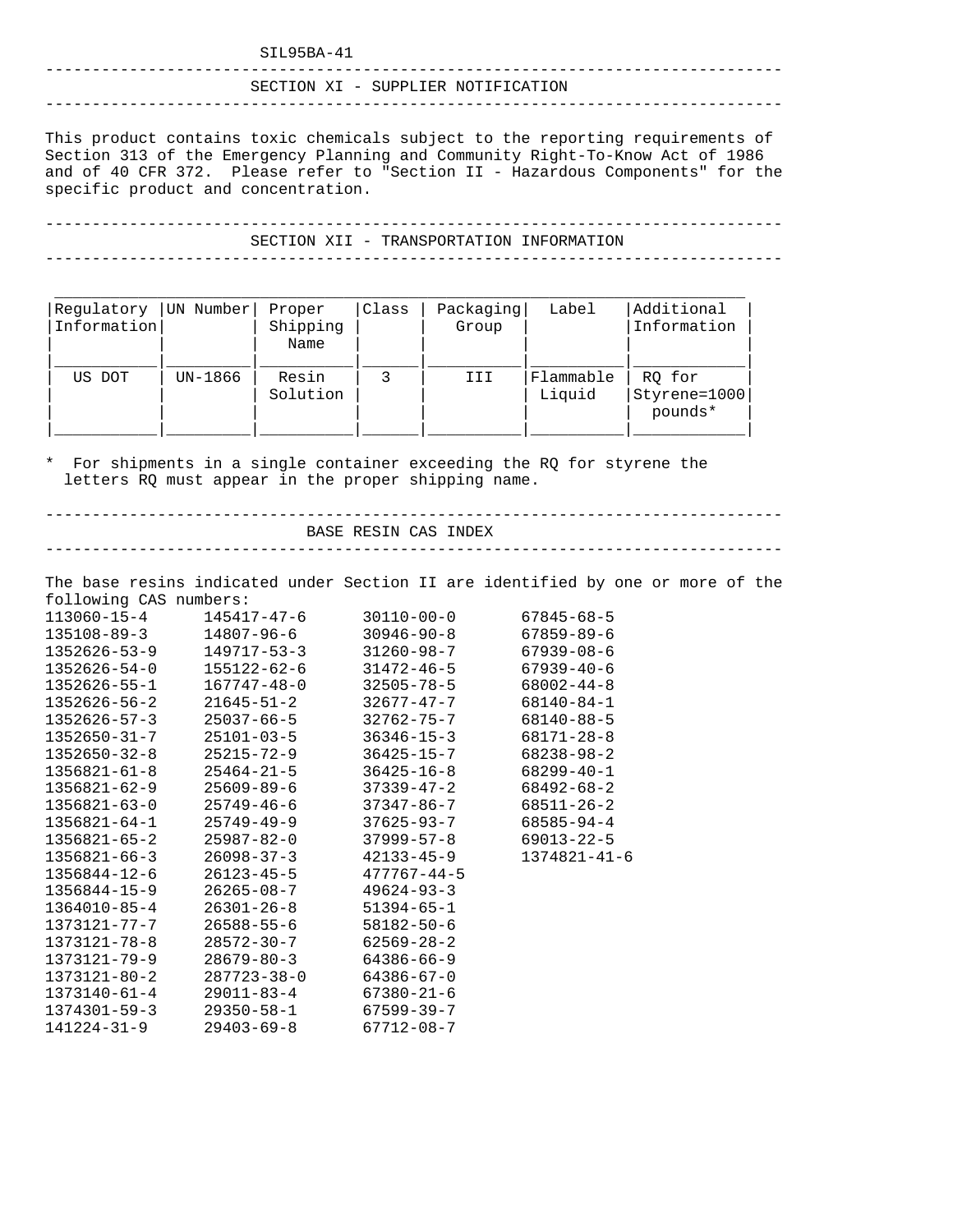SIL95BA-41

## SECTION XI - SUPPLIER NOTIFICATION

This product contains toxic chemicals subject to the reporting requirements of Section 313 of the Emergency Planning and Community Right-To-Know Act of 1986 and of 40 CFR 372. Please refer to "Section II - Hazardous Components" for the specific product and concentration.

## SECTION XII - TRANSPORTATION INFORMATION

| Regulatory Information | UN Number | Proper Shipping Name | Class | Packaging Group | Label | Additional Information |
|---|---|---|---|---|---|---|
| US DOT | UN-1866 | Resin Solution | 3 | III | Flammable Liquid | RQ for Styrene=1000 pounds* |

\* For shipments in a single container exceeding the RQ for styrene the letters RQ must appear in the proper shipping name.

## BASE RESIN CAS INDEX

The base resins indicated under Section II are identified by one or more of the following CAS numbers:

| | | | |
|---|---|---|---|
| 113060-15-4 | 145417-47-6 | 30110-00-0 | 67845-68-5 |
| 135108-89-3 | 14807-96-6 | 30946-90-8 | 67859-89-6 |
| 1352626-53-9 | 149717-53-3 | 31260-98-7 | 67939-08-6 |
| 1352626-54-0 | 155122-62-6 | 31472-46-5 | 67939-40-6 |
| 1352626-55-1 | 167747-48-0 | 32505-78-5 | 68002-44-8 |
| 1352626-56-2 | 21645-51-2 | 32677-47-7 | 68140-84-1 |
| 1352626-57-3 | 25037-66-5 | 32762-75-7 | 68140-88-5 |
| 1352650-31-7 | 25101-03-5 | 36346-15-3 | 68171-28-8 |
| 1352650-32-8 | 25215-72-9 | 36425-15-7 | 68238-98-2 |
| 1356821-61-8 | 25464-21-5 | 36425-16-8 | 68299-40-1 |
| 1356821-62-9 | 25609-89-6 | 37339-47-2 | 68492-68-2 |
| 1356821-63-0 | 25749-46-6 | 37347-86-7 | 68511-26-2 |
| 1356821-64-1 | 25749-49-9 | 37625-93-7 | 68585-94-4 |
| 1356821-65-2 | 25987-82-0 | 37999-57-8 | 69013-22-5 |
| 1356821-66-3 | 26098-37-3 | 42133-45-9 | 1374821-41-6 |
| 1356844-12-6 | 26123-45-5 | 477767-44-5 | |
| 1356844-15-9 | 26265-08-7 | 49624-93-3 | |
| 1364010-85-4 | 26301-26-8 | 51394-65-1 | |
| 1373121-77-7 | 26588-55-6 | 58182-50-6 | |
| 1373121-78-8 | 28572-30-7 | 62569-28-2 | |
| 1373121-79-9 | 28679-80-3 | 64386-66-9 | |
| 1373121-80-2 | 287723-38-0 | 64386-67-0 | |
| 1373140-61-4 | 29011-83-4 | 67380-21-6 | |
| 1374301-59-3 | 29350-58-1 | 67599-39-7 | |
| 141224-31-9 | 29403-69-8 | 67712-08-7 | |